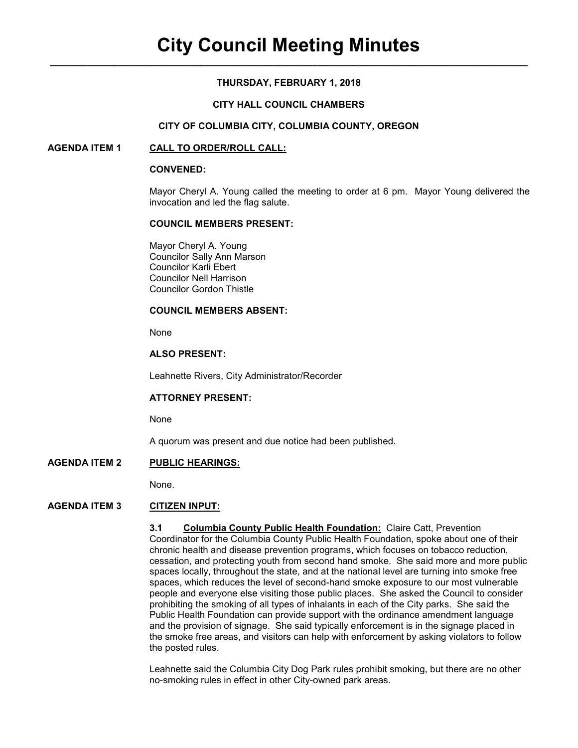# City Council Meeting Minutes

**THURSDAY, FEBRUARY 1, 2018**

**CITY HALL COUNCIL CHAMBERS**

**CITY OF COLUMBIA CITY, COLUMBIA COUNTY, OREGON**

## AGENDA ITEM 1 CALL TO ORDER/ROLL CALL:

**CONVENED:**

Mayor Cheryl A. Young called the meeting to order at 6 pm. Mayor Young delivered the invocation and led the flag salute.

**COUNCIL MEMBERS PRESENT:**

Mayor Cheryl A. Young
Councilor Sally Ann Marson
Councilor Karli Ebert
Councilor Nell Harrison
Councilor Gordon Thistle

**COUNCIL MEMBERS ABSENT:**

None

**ALSO PRESENT:**

Leahnette Rivers, City Administrator/Recorder

**ATTORNEY PRESENT:**

None

A quorum was present and due notice had been published.

## AGENDA ITEM 2 PUBLIC HEARINGS:

None.

## AGENDA ITEM 3 CITIZEN INPUT:

**3.1 Columbia County Public Health Foundation:** Claire Catt, Prevention Coordinator for the Columbia County Public Health Foundation, spoke about one of their chronic health and disease prevention programs, which focuses on tobacco reduction, cessation, and protecting youth from second hand smoke. She said more and more public spaces locally, throughout the state, and at the national level are turning into smoke free spaces, which reduces the level of second-hand smoke exposure to our most vulnerable people and everyone else visiting those public places. She asked the Council to consider prohibiting the smoking of all types of inhalants in each of the City parks. She said the Public Health Foundation can provide support with the ordinance amendment language and the provision of signage. She said typically enforcement is in the signage placed in the smoke free areas, and visitors can help with enforcement by asking violators to follow the posted rules.

Leahnette said the Columbia City Dog Park rules prohibit smoking, but there are no other no-smoking rules in effect in other City-owned park areas.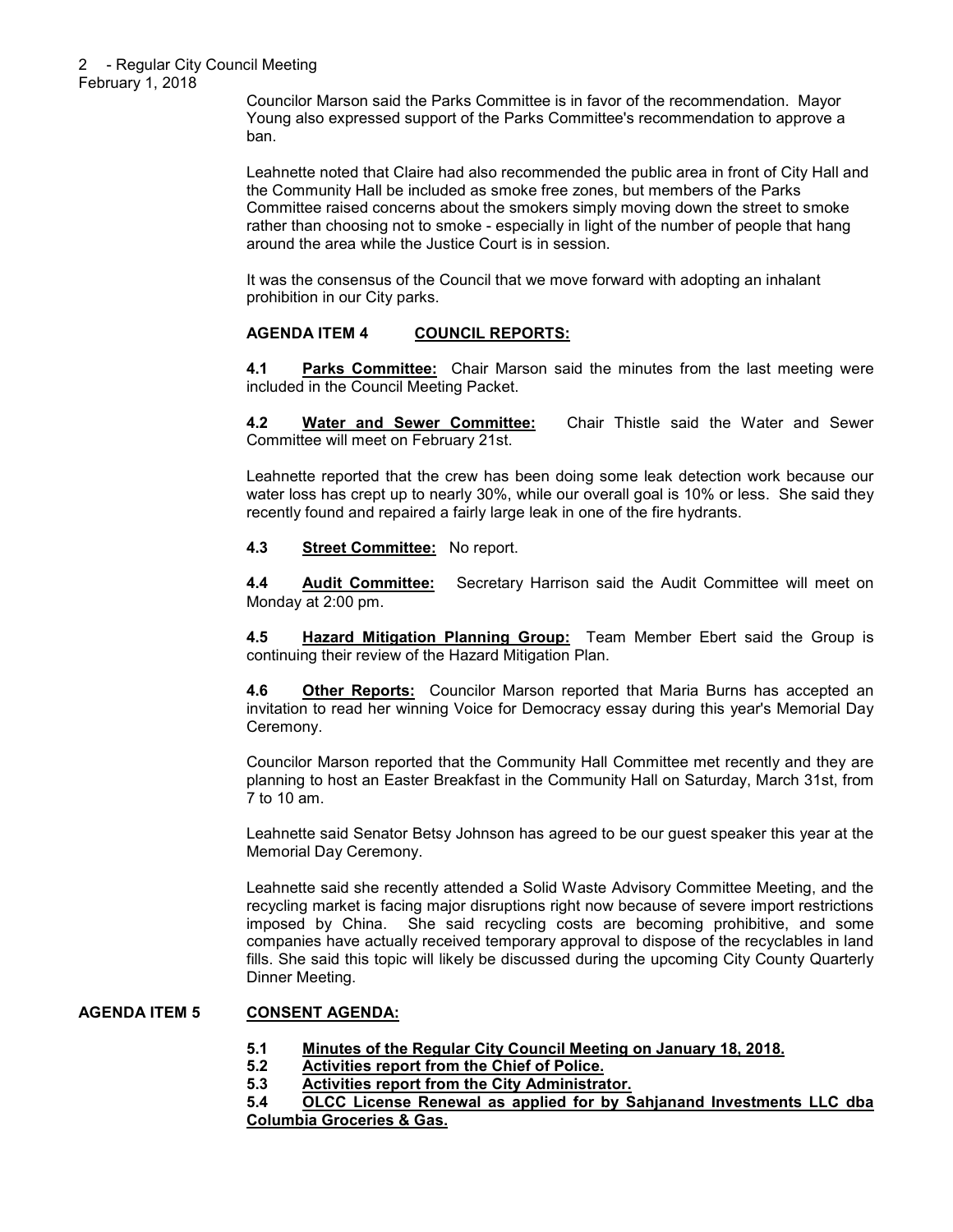Councilor Marson said the Parks Committee is in favor of the recommendation. Mayor Young also expressed support of the Parks Committee's recommendation to approve a ban.

Leahnette noted that Claire had also recommended the public area in front of City Hall and the Community Hall be included as smoke free zones, but members of the Parks Committee raised concerns about the smokers simply moving down the street to smoke rather than choosing not to smoke - especially in light of the number of people that hang around the area while the Justice Court is in session.

It was the consensus of the Council that we move forward with adopting an inhalant prohibition in our City parks.

**AGENDA ITEM 4 <u>COUNCIL REPORTS:</u>**

**4.1 <u>Parks Committee:</u>** Chair Marson said the minutes from the last meeting were included in the Council Meeting Packet.

**4.2 <u>Water and Sewer Committee:</u>** Chair Thistle said the Water and Sewer Committee will meet on February 21st.

Leahnette reported that the crew has been doing some leak detection work because our water loss has crept up to nearly 30%, while our overall goal is 10% or less. She said they recently found and repaired a fairly large leak in one of the fire hydrants.

**4.3 <u>Street Committee:</u>** No report.

**4.4 <u>Audit Committee:</u>** Secretary Harrison said the Audit Committee will meet on Monday at 2:00 pm.

**4.5 <u>Hazard Mitigation Planning Group:</u>** Team Member Ebert said the Group is continuing their review of the Hazard Mitigation Plan.

**4.6 <u>Other Reports:</u>** Councilor Marson reported that Maria Burns has accepted an invitation to read her winning Voice for Democracy essay during this year's Memorial Day Ceremony.

Councilor Marson reported that the Community Hall Committee met recently and they are planning to host an Easter Breakfast in the Community Hall on Saturday, March 31st, from 7 to 10 am.

Leahnette said Senator Betsy Johnson has agreed to be our guest speaker this year at the Memorial Day Ceremony.

Leahnette said she recently attended a Solid Waste Advisory Committee Meeting, and the recycling market is facing major disruptions right now because of severe import restrictions imposed by China. She said recycling costs are becoming prohibitive, and some companies have actually received temporary approval to dispose of the recyclables in land fills. She said this topic will likely be discussed during the upcoming City County Quarterly Dinner Meeting.

**AGENDA ITEM 5 <u>CONSENT AGENDA:</u>**

**5.1 <u>Minutes of the Regular City Council Meeting on January 18, 2018.</u>**
**5.2 <u>Activities report from the Chief of Police.</u>**
**5.3 <u>Activities report from the City Administrator.</u>**
**5.4 <u>OLCC License Renewal as applied for by Sahjanand Investments LLC dba Columbia Groceries & Gas.</u>**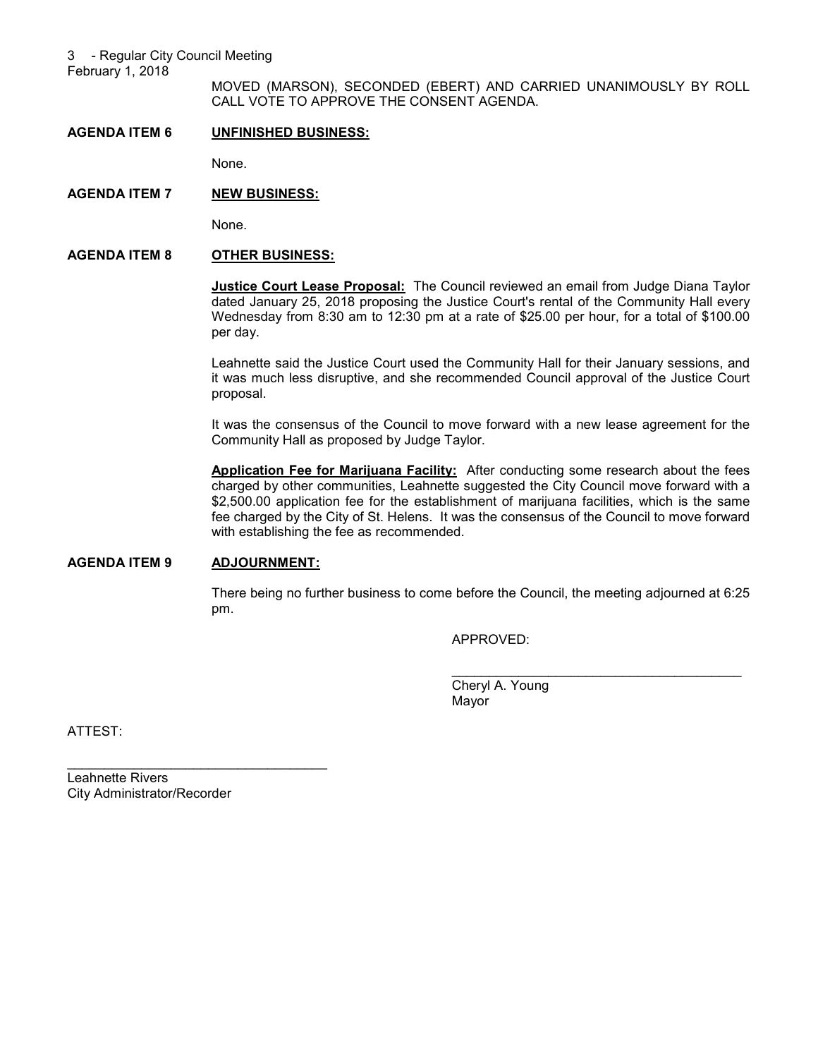MOVED (MARSON), SECONDED (EBERT) AND CARRIED UNANIMOUSLY BY ROLL CALL VOTE TO APPROVE THE CONSENT AGENDA.

**AGENDA ITEM 6** **UNFINISHED BUSINESS:**

None.

**AGENDA ITEM 7** **NEW BUSINESS:**

None.

**AGENDA ITEM 8** **OTHER BUSINESS:**

**Justice Court Lease Proposal:** The Council reviewed an email from Judge Diana Taylor dated January 25, 2018 proposing the Justice Court's rental of the Community Hall every Wednesday from 8:30 am to 12:30 pm at a rate of $25.00 per hour, for a total of $100.00 per day.

Leahnette said the Justice Court used the Community Hall for their January sessions, and it was much less disruptive, and she recommended Council approval of the Justice Court proposal.

It was the consensus of the Council to move forward with a new lease agreement for the Community Hall as proposed by Judge Taylor.

**Application Fee for Marijuana Facility:** After conducting some research about the fees charged by other communities, Leahnette suggested the City Council move forward with a $2,500.00 application fee for the establishment of marijuana facilities, which is the same fee charged by the City of St. Helens. It was the consensus of the Council to move forward with establishing the fee as recommended.

**AGENDA ITEM 9** **ADJOURNMENT:**

There being no further business to come before the Council, the meeting adjourned at 6:25 pm.

APPROVED:

\_\_\_\_\_\_\_\_\_\_\_\_\_\_\_\_\_\_\_\_\_\_\_\_\_\_\_\_\_\_\_\_\_\_\_\_\_\_\_\_

Cheryl A. Young
Mayor

ATTEST:

\_\_\_\_\_\_\_\_\_\_\_\_\_\_\_\_\_\_\_\_\_\_\_\_\_\_\_\_\_\_\_\_\_\_\_\_

Leahnette Rivers
City Administrator/Recorder